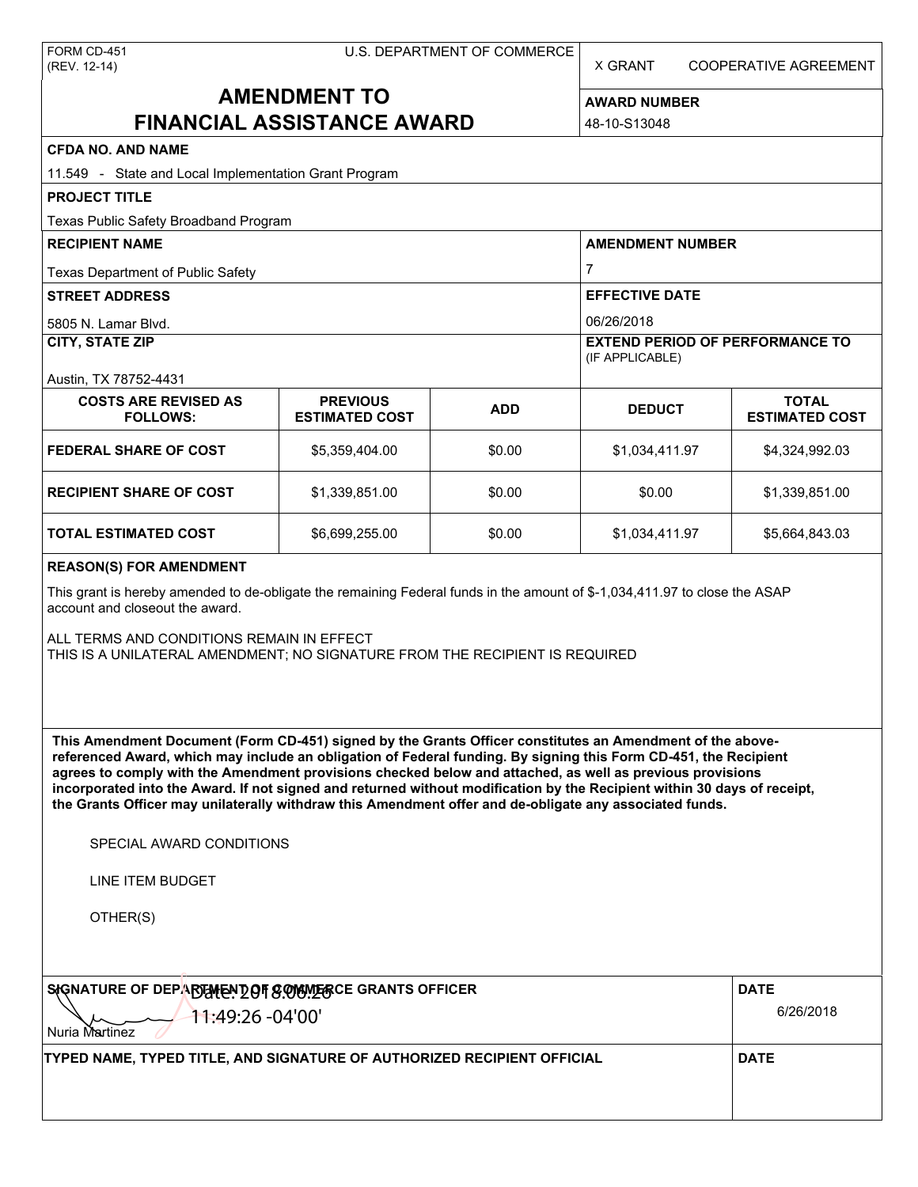FORM CD-451
(REV. 12-14)

U.S. DEPARTMENT OF COMMERCE

X GRANT　　COOPERATIVE AGREEMENT

# AMENDMENT TO FINANCIAL ASSISTANCE AWARD

**AWARD NUMBER**
48-10-S13048

**CFDA NO. AND NAME**
11.549 - State and Local Implementation Grant Program

**PROJECT TITLE**
Texas Public Safety Broadband Program

**RECIPIENT NAME**
Texas Department of Public Safety

**AMENDMENT NUMBER**
7

**STREET ADDRESS**
5805 N. Lamar Blvd.

**EFFECTIVE DATE**
06/26/2018

**CITY, STATE ZIP**
Austin, TX 78752-4431

**EXTEND PERIOD OF PERFORMANCE TO** (IF APPLICABLE)

| COSTS ARE REVISED AS FOLLOWS: | PREVIOUS ESTIMATED COST | ADD | DEDUCT | TOTAL ESTIMATED COST |
|---|---|---|---|---|
| **FEDERAL SHARE OF COST** | $5,359,404.00 | $0.00 | $1,034,411.97 | $4,324,992.03 |
| **RECIPIENT SHARE OF COST** | $1,339,851.00 | $0.00 | $0.00 | $1,339,851.00 |
| **TOTAL ESTIMATED COST** | $6,699,255.00 | $0.00 | $1,034,411.97 | $5,664,843.03 |

**REASON(S) FOR AMENDMENT**

This grant is hereby amended to de-obligate the remaining Federal funds in the amount of $-1,034,411.97 to close the ASAP account and closeout the award.

ALL TERMS AND CONDITIONS REMAIN IN EFFECT
THIS IS A UNILATERAL AMENDMENT; NO SIGNATURE FROM THE RECIPIENT IS REQUIRED

**This Amendment Document (Form CD-451) signed by the Grants Officer constitutes an Amendment of the above-referenced Award, which may include an obligation of Federal funding. By signing this Form CD-451, the Recipient agrees to comply with the Amendment provisions checked below and attached, as well as previous provisions incorporated into the Award. If not signed and returned without modification by the Recipient within 30 days of receipt, the Grants Officer may unilaterally withdraw this Amendment offer and de-obligate any associated funds.**

SPECIAL AWARD CONDITIONS

LINE ITEM BUDGET

OTHER(S)

**SIGNATURE OF DEPARTMENT OF COMMERCE GRANTS OFFICER**
Nuria Martinez
Date: 2018.06.26 11:49:26 -04'00'

**DATE**
6/26/2018

**TYPED NAME, TYPED TITLE, AND SIGNATURE OF AUTHORIZED RECIPIENT OFFICIAL**

**DATE**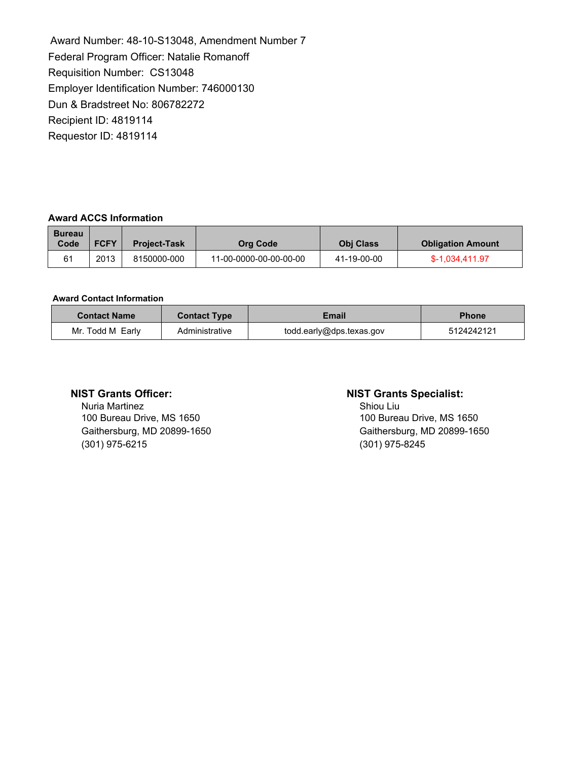Award Number: 48-10-S13048, Amendment Number 7
Federal Program Officer: Natalie Romanoff
Requisition Number: CS13048
Employer Identification Number: 746000130
Dun & Bradstreet No: 806782272
Recipient ID: 4819114
Requestor ID: 4819114

### Award ACCS Information

| Bureau Code | FCFY | Project-Task | Org Code | Obj Class | Obligation Amount |
|---|---|---|---|---|---|
| 61 | 2013 | 8150000-000 | 11-00-0000-00-00-00-00 | 41-19-00-00 | $-1,034,411.97 |

### Award Contact Information

| Contact Name | Contact Type | Email | Phone |
|---|---|---|---|
| Mr. Todd M Early | Administrative | todd.early@dps.texas.gov | 5124242121 |

**NIST Grants Officer:**
Nuria Martinez
100 Bureau Drive, MS 1650
Gaithersburg, MD 20899-1650
(301) 975-6215

**NIST Grants Specialist:**
Shiou Liu
100 Bureau Drive, MS 1650
Gaithersburg, MD 20899-1650
(301) 975-8245